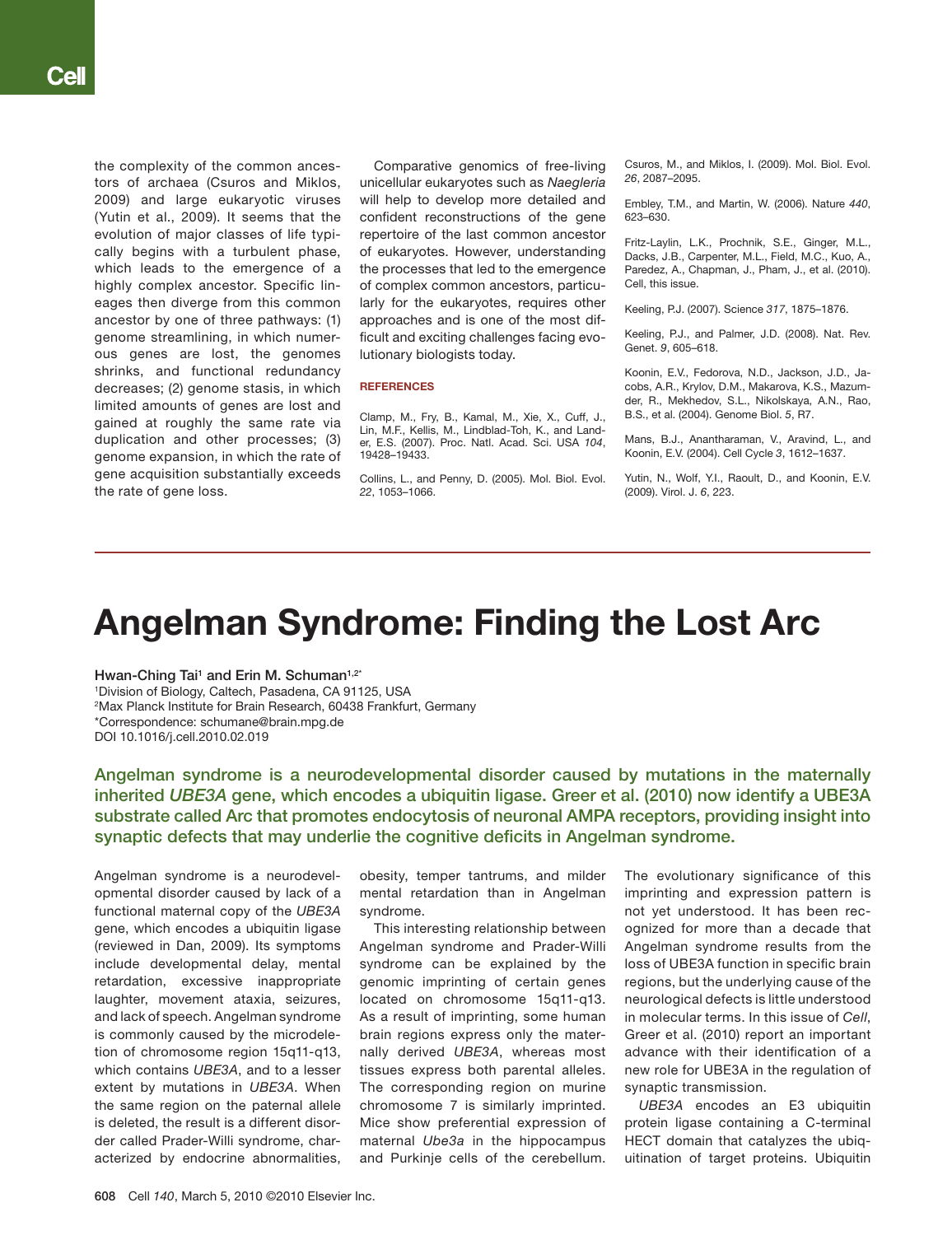the complexity of the common ancestors of archaea (Csuros and Miklos, 2009) and large eukaryotic viruses (Yutin et al., 2009). It seems that the evolution of major classes of life typically begins with a turbulent phase, which leads to the emergence of a highly complex ancestor. Specific lineages then diverge from this common ancestor by one of three pathways: (1) genome streamlining, in which numerous genes are lost, the genomes shrinks, and functional redundancy decreases; (2) genome stasis, in which limited amounts of genes are lost and gained at roughly the same rate via duplication and other processes; (3) genome expansion, in which the rate of gene acquisition substantially exceeds the rate of gene loss.

Comparative genomics of free-living unicellular eukaryotes such as *Naegleria* will help to develop more detailed and confident reconstructions of the gene repertoire of the last common ancestor of eukaryotes. However, understanding the processes that led to the emergence of complex common ancestors, particularly for the eukaryotes, requires other approaches and is one of the most difficult and exciting challenges facing evolutionary biologists today.

## REFERENCES

Clamp, M., Fry, B., Kamal, M., Xie, X., Cuff, J., Lin, M.F., Kellis, M., Lindblad-Toh, K., and Lander, E.S. (2007). Proc. Natl. Acad. Sci. USA *104*, 19428–19433.

Collins, L., and Penny, D. (2005). Mol. Biol. Evol. *22*, 1053–1066.

Csuros, M., and Miklos, I. (2009). Mol. Biol. Evol. *26*, 2087–2095.

Embley, T.M., and Martin, W. (2006). Nature *440*, 623–630.

Fritz-Laylin, L.K., Prochnik, S.E., Ginger, M.L., Dacks, J.B., Carpenter, M.L., Field, M.C., Kuo, A., Paredez, A., Chapman, J., Pham, J., et al. (2010). Cell, this issue.

Keeling, P.J. (2007). Science *317*, 1875–1876.

Keeling, P.J., and Palmer, J.D. (2008). Nat. Rev. Genet. *9*, 605–618.

Koonin, E.V., Fedorova, N.D., Jackson, J.D., Jacobs, A.R., Krylov, D.M., Makarova, K.S., Mazumder, R., Mekhedov, S.L., Nikolskaya, A.N., Rao, B.S., et al. (2004). Genome Biol. *5*, R7.

Mans, B.J., Anantharaman, V., Aravind, L., and Koonin, E.V. (2004). Cell Cycle *3*, 1612–1637.

Yutin, N., Wolf, Y.I., Raoult, D., and Koonin, E.V. (2009). Virol. J. *6*, 223.

---

# Angelman Syndrome: Finding the Lost Arc

**Hwan-Ching Tai[1] and Erin M. Schuman[1,2]***

[1]Division of Biology, Caltech, Pasadena, CA 91125, USA
[2]Max Planck Institute for Brain Research, 60438 Frankfurt, Germany
*Correspondence: schumane@brain.mpg.de
DOI 10.1016/j.cell.2010.02.019

**Angelman syndrome is a neurodevelopmental disorder caused by mutations in the maternally inherited *UBE3A* gene, which encodes a ubiquitin ligase. Greer et al. (2010) now identify a UBE3A substrate called Arc that promotes endocytosis of neuronal AMPA receptors, providing insight into synaptic defects that may underlie the cognitive deficits in Angelman syndrome.**

Angelman syndrome is a neurodevelopmental disorder caused by lack of a functional maternal copy of the *UBE3A* gene, which encodes a ubiquitin ligase (reviewed in Dan, 2009). Its symptoms include developmental delay, mental retardation, excessive inappropriate laughter, movement ataxia, seizures, and lack of speech. Angelman syndrome is commonly caused by the microdeletion of chromosome region 15q11-q13, which contains *UBE3A*, and to a lesser extent by mutations in *UBE3A*. When the same region on the paternal allele is deleted, the result is a different disorder called Prader-Willi syndrome, characterized by endocrine abnormalities, obesity, temper tantrums, and milder mental retardation than in Angelman syndrome.

This interesting relationship between Angelman syndrome and Prader-Willi syndrome can be explained by the genomic imprinting of certain genes located on chromosome 15q11-q13. As a result of imprinting, some human brain regions express only the maternally derived *UBE3A*, whereas most tissues express both parental alleles. The corresponding region on murine chromosome 7 is similarly imprinted. Mice show preferential expression of maternal *Ube3a* in the hippocampus and Purkinje cells of the cerebellum. The evolutionary significance of this imprinting and expression pattern is not yet understood. It has been recognized for more than a decade that Angelman syndrome results from the loss of UBE3A function in specific brain regions, but the underlying cause of the neurological defects is little understood in molecular terms. In this issue of *Cell*, Greer et al. (2010) report an important advance with their identification of a new role for UBE3A in the regulation of synaptic transmission.

*UBE3A* encodes an E3 ubiquitin protein ligase containing a C-terminal HECT domain that catalyzes the ubiquitination of target proteins. Ubiquitin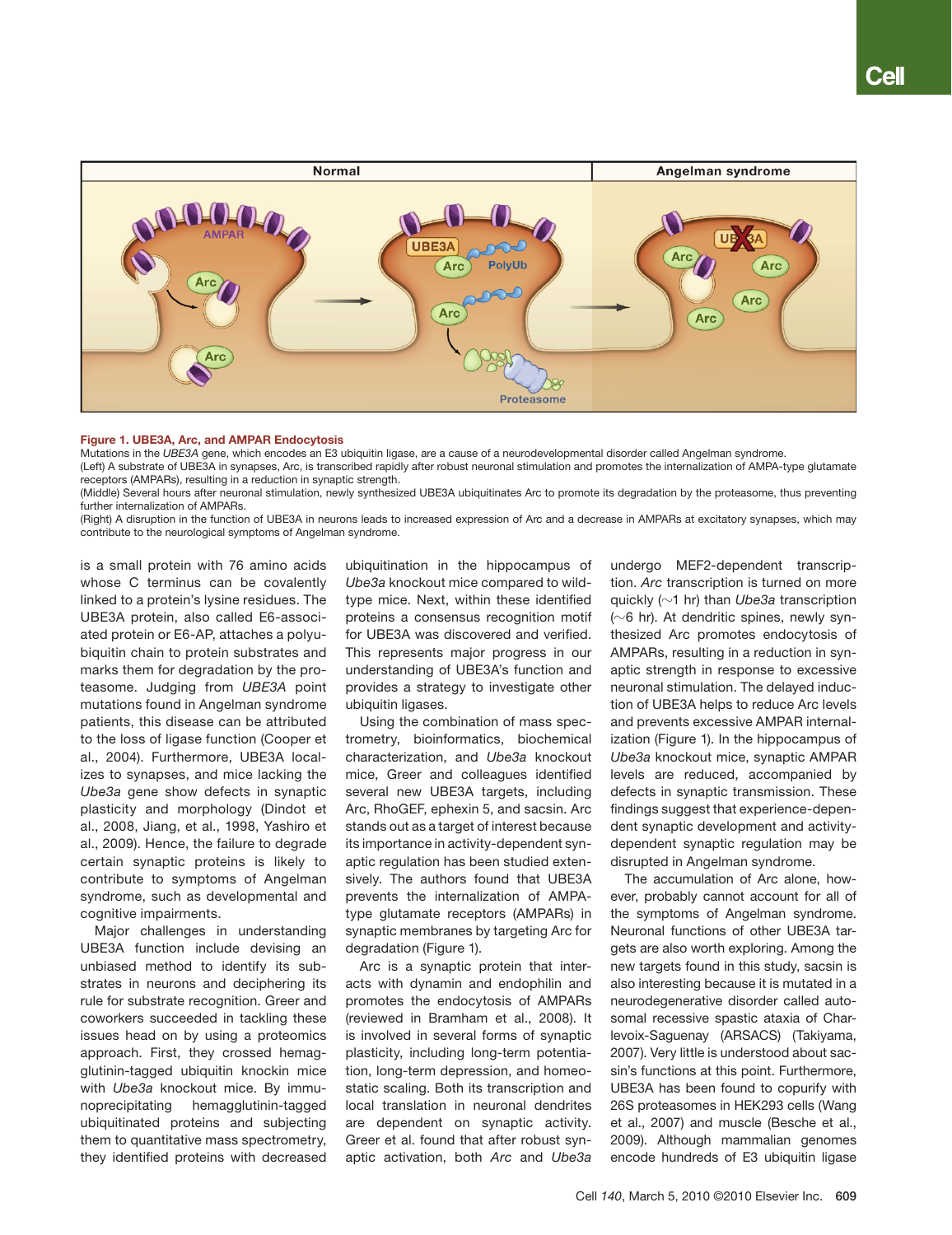**Figure 1. UBE3A, Arc, and AMPAR Endocytosis**

Mutations in the *UBE3A* gene, which encodes an E3 ubiquitin ligase, are a cause of a neurodevelopmental disorder called Angelman syndrome.

(Left) A substrate of UBE3A in synapses, Arc, is transcribed rapidly after robust neuronal stimulation and promotes the internalization of AMPA-type glutamate receptors (AMPARs), resulting in a reduction in synaptic strength.

(Middle) Several hours after neuronal stimulation, newly synthesized UBE3A ubiquitinates Arc to promote its degradation by the proteasome, thus preventing further internalization of AMPARs.

(Right) A disruption in the function of UBE3A in neurons leads to increased expression of Arc and a decrease in AMPARs at excitatory synapses, which may contribute to the neurological symptoms of Angelman syndrome.

is a small protein with 76 amino acids whose C terminus can be covalently linked to a protein's lysine residues. The UBE3A protein, also called E6-associated protein or E6-AP, attaches a polyubiquitin chain to protein substrates and marks them for degradation by the proteasome. Judging from *UBE3A* point mutations found in Angelman syndrome patients, this disease can be attributed to the loss of ligase function (Cooper et al., 2004). Furthermore, UBE3A localizes to synapses, and mice lacking the *Ube3a* gene show defects in synaptic plasticity and morphology (Dindot et al., 2008, Jiang, et al., 1998, Yashiro et al., 2009). Hence, the failure to degrade certain synaptic proteins is likely to contribute to symptoms of Angelman syndrome, such as developmental and cognitive impairments.

Major challenges in understanding UBE3A function include devising an unbiased method to identify its substrates in neurons and deciphering its rule for substrate recognition. Greer and coworkers succeeded in tackling these issues head on by using a proteomics approach. First, they crossed hemagglutinin-tagged ubiquitin knockin mice with *Ube3a* knockout mice. By immunoprecipitating hemagglutinin-tagged ubiquitinated proteins and subjecting them to quantitative mass spectrometry, they identified proteins with decreased ubiquitination in the hippocampus of *Ube3a* knockout mice compared to wild-type mice. Next, within these identified proteins a consensus recognition motif for UBE3A was discovered and verified. This represents major progress in our understanding of UBE3A's function and provides a strategy to investigate other ubiquitin ligases.

Using the combination of mass spectrometry, bioinformatics, biochemical characterization, and *Ube3a* knockout mice, Greer and colleagues identified several new UBE3A targets, including Arc, RhoGEF, ephexin 5, and sacsin. Arc stands out as a target of interest because its importance in activity-dependent synaptic regulation has been studied extensively. The authors found that UBE3A prevents the internalization of AMPA-type glutamate receptors (AMPARs) in synaptic membranes by targeting Arc for degradation (Figure 1).

Arc is a synaptic protein that interacts with dynamin and endophilin and promotes the endocytosis of AMPARs (reviewed in Bramham et al., 2008). It is involved in several forms of synaptic plasticity, including long-term potentiation, long-term depression, and homeostatic scaling. Both its transcription and local translation in neuronal dendrites are dependent on synaptic activity. Greer et al. found that after robust synaptic activation, both *Arc* and *Ube3a* undergo MEF2-dependent transcription. *Arc* transcription is turned on more quickly (~1 hr) than *Ube3a* transcription (~6 hr). At dendritic spines, newly synthesized Arc promotes endocytosis of AMPARs, resulting in a reduction in synaptic strength in response to excessive neuronal stimulation. The delayed induction of UBE3A helps to reduce Arc levels and prevents excessive AMPAR internalization (Figure 1). In the hippocampus of *Ube3a* knockout mice, synaptic AMPAR levels are reduced, accompanied by defects in synaptic transmission. These findings suggest that experience-dependent synaptic development and activity-dependent synaptic regulation may be disrupted in Angelman syndrome.

The accumulation of Arc alone, however, probably cannot account for all of the symptoms of Angelman syndrome. Neuronal functions of other UBE3A targets are also worth exploring. Among the new targets found in this study, sacsin is also interesting because it is mutated in a neurodegenerative disorder called autosomal recessive spastic ataxia of Charlevoix-Saguenay (ARSACS) (Takiyama, 2007). Very little is understood about sacsin's functions at this point. Furthermore, UBE3A has been found to copurify with 26S proteasomes in HEK293 cells (Wang et al., 2007) and muscle (Besche et al., 2009). Although mammalian genomes encode hundreds of E3 ubiquitin ligase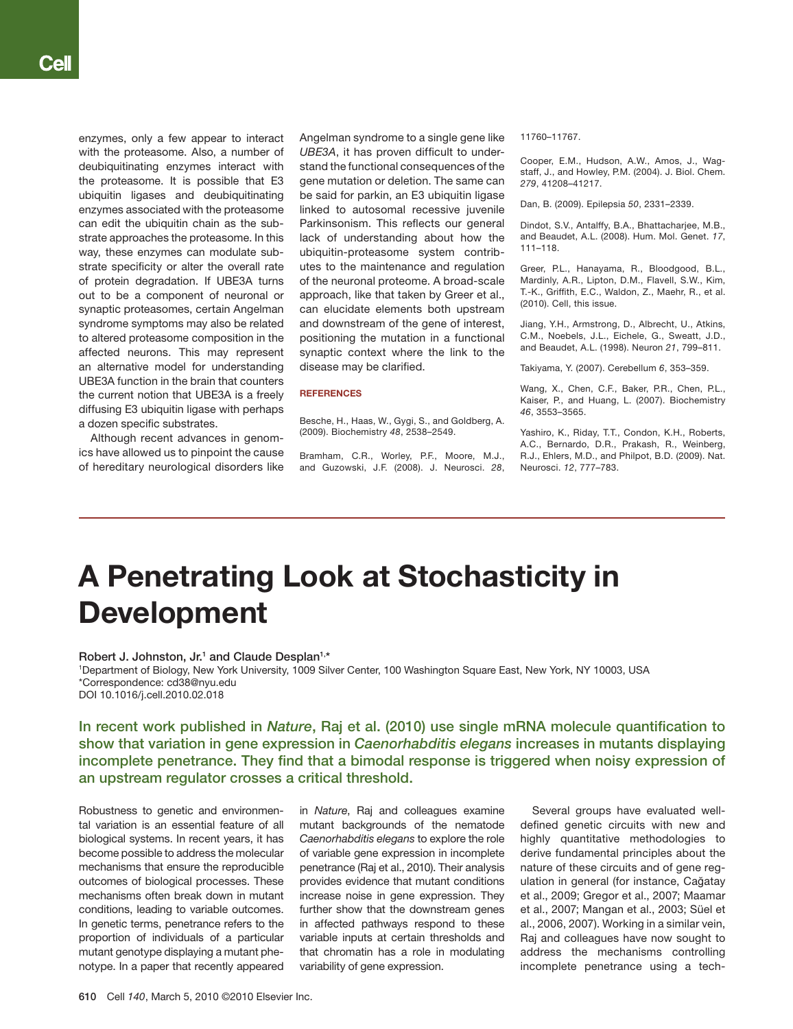enzymes, only a few appear to interact with the proteasome. Also, a number of deubiquitinating enzymes interact with the proteasome. It is possible that E3 ubiquitin ligases and deubiquitinating enzymes associated with the proteasome can edit the ubiquitin chain as the substrate approaches the proteasome. In this way, these enzymes can modulate substrate specificity or alter the overall rate of protein degradation. If UBE3A turns out to be a component of neuronal or synaptic proteasomes, certain Angelman syndrome symptoms may also be related to altered proteasome composition in the affected neurons. This may represent an alternative model for understanding UBE3A function in the brain that counters the current notion that UBE3A is a freely diffusing E3 ubiquitin ligase with perhaps a dozen specific substrates.

Although recent advances in genomics have allowed us to pinpoint the cause of hereditary neurological disorders like Angelman syndrome to a single gene like *UBE3A*, it has proven difficult to understand the functional consequences of the gene mutation or deletion. The same can be said for parkin, an E3 ubiquitin ligase linked to autosomal recessive juvenile Parkinsonism. This reflects our general lack of understanding about how the ubiquitin-proteasome system contributes to the maintenance and regulation of the neuronal proteome. A broad-scale approach, like that taken by Greer et al., can elucidate elements both upstream and downstream of the gene of interest, positioning the mutation in a functional synaptic context where the link to the disease may be clarified.

## REFERENCES

Besche, H., Haas, W., Gygi, S., and Goldberg, A. (2009). Biochemistry *48*, 2538–2549.

Bramham, C.R., Worley, P.F., Moore, M.J., and Guzowski, J.F. (2008). J. Neurosci. *28*, 11760–11767.

Cooper, E.M., Hudson, A.W., Amos, J., Wagstaff, J., and Howley, P.M. (2004). J. Biol. Chem. *279*, 41208–41217.

Dan, B. (2009). Epilepsia *50*, 2331–2339.

Dindot, S.V., Antalffy, B.A., Bhattacharjee, M.B., and Beaudet, A.L. (2008). Hum. Mol. Genet. *17*, 111–118.

Greer, P.L., Hanayama, R., Bloodgood, B.L., Mardinly, A.R., Lipton, D.M., Flavell, S.W., Kim, T.-K., Griffith, E.C., Waldon, Z., Maehr, R., et al. (2010). Cell, this issue.

Jiang, Y.H., Armstrong, D., Albrecht, U., Atkins, C.M., Noebels, J.L., Eichele, G., Sweatt, J.D., and Beaudet, A.L. (1998). Neuron *21*, 799–811.

Takiyama, Y. (2007). Cerebellum *6*, 353–359.

Wang, X., Chen, C.F., Baker, P.R., Chen, P.L., Kaiser, P., and Huang, L. (2007). Biochemistry *46*, 3553–3565.

Yashiro, K., Riday, T.T., Condon, K.H., Roberts, A.C., Bernardo, D.R., Prakash, R., Weinberg, R.J., Ehlers, M.D., and Philpot, B.D. (2009). Nat. Neurosci. *12*, 777–783.

---

# A Penetrating Look at Stochasticity in Development

**Robert J. Johnston, Jr.[1] and Claude Desplan[1,*]**

[1]Department of Biology, New York University, 1009 Silver Center, 100 Washington Square East, New York, NY 10003, USA
*Correspondence: cd38@nyu.edu
DOI 10.1016/j.cell.2010.02.018

**In recent work published in *Nature*, Raj et al. (2010) use single mRNA molecule quantification to show that variation in gene expression in *Caenorhabditis elegans* increases in mutants displaying incomplete penetrance. They find that a bimodal response is triggered when noisy expression of an upstream regulator crosses a critical threshold.**

Robustness to genetic and environmental variation is an essential feature of all biological systems. In recent years, it has become possible to address the molecular mechanisms that ensure the reproducible outcomes of biological processes. These mechanisms often break down in mutant conditions, leading to variable outcomes. In genetic terms, penetrance refers to the proportion of individuals of a particular mutant genotype displaying a mutant phenotype. In a paper that recently appeared in *Nature*, Raj and colleagues examine mutant backgrounds of the nematode *Caenorhabditis elegans* to explore the role of variable gene expression in incomplete penetrance (Raj et al., 2010). Their analysis provides evidence that mutant conditions increase noise in gene expression. They further show that the downstream genes in affected pathways respond to these variable inputs at certain thresholds and that chromatin has a role in modulating variability of gene expression.

Several groups have evaluated well-defined genetic circuits with new and highly quantitative methodologies to derive fundamental principles about the nature of these circuits and of gene regulation in general (for instance, Çağatay et al., 2009; Gregor et al., 2007; Maamar et al., 2007; Mangan et al., 2003; Süel et al., 2006, 2007). Working in a similar vein, Raj and colleagues have now sought to address the mechanisms controlling incomplete penetrance using a tech-